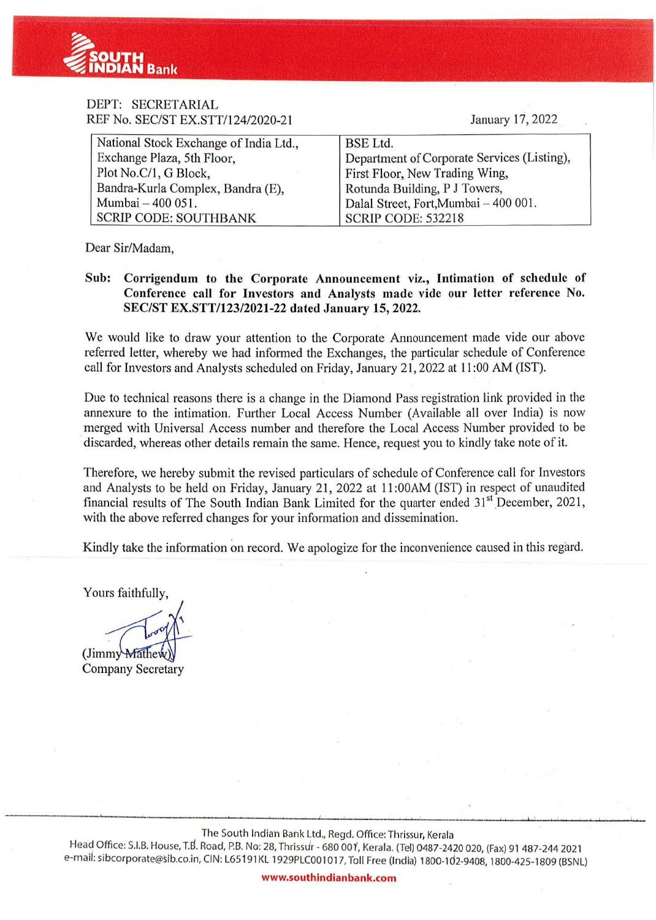DEPT: SECRETARIAL
REF No. SEC/ST EX.STT/124/2020-21

January 17, 2022

| | |
|---|---|
| National Stock Exchange of India Ltd.,<br>Exchange Plaza, 5th Floor,<br>Plot No.C/1, G Block,<br>Bandra-Kurla Complex, Bandra (E),<br>Mumbai – 400 051.<br>SCRIP CODE: SOUTHBANK | BSE Ltd.<br>Department of Corporate Services (Listing),<br>First Floor, New Trading Wing,<br>Rotunda Building, P J Towers,<br>Dalal Street, Fort,Mumbai – 400 001.<br>SCRIP CODE: 532218 |

Dear Sir/Madam,

**Sub: Corrigendum to the Corporate Announcement viz., Intimation of schedule of Conference call for Investors and Analysts made vide our letter reference No. SEC/ST EX.STT/123/2021-22 dated January 15, 2022.**

We would like to draw your attention to the Corporate Announcement made vide our above referred letter, whereby we had informed the Exchanges, the particular schedule of Conference call for Investors and Analysts scheduled on Friday, January 21, 2022 at 11:00 AM (IST).

Due to technical reasons there is a change in the Diamond Pass registration link provided in the annexure to the intimation. Further Local Access Number (Available all over India) is now merged with Universal Access number and therefore the Local Access Number provided to be discarded, whereas other details remain the same. Hence, request you to kindly take note of it.

Therefore, we hereby submit the revised particulars of schedule of Conference call for Investors and Analysts to be held on Friday, January 21, 2022 at 11:00AM (IST) in respect of unaudited financial results of The South Indian Bank Limited for the quarter ended 31st December, 2021, with the above referred changes for your information and dissemination.

Kindly take the information on record. We apologize for the inconvenience caused in this regard.

Yours faithfully,

(Jimmy Mathew)
Company Secretary

The South Indian Bank Ltd., Regd. Office: Thrissur, Kerala
Head Office: S.I.B. House, T.B. Road, P.B. No: 28, Thrissur - 680 001, Kerala. (Tel) 0487-2420 020, (Fax) 91 487-244 2021
e-mail: sibcorporate@sib.co.in, CIN: L65191KL 1929PLC001017, Toll Free (India) 1800-102-9408, 1800-425-1809 (BSNL)
www.southindianbank.com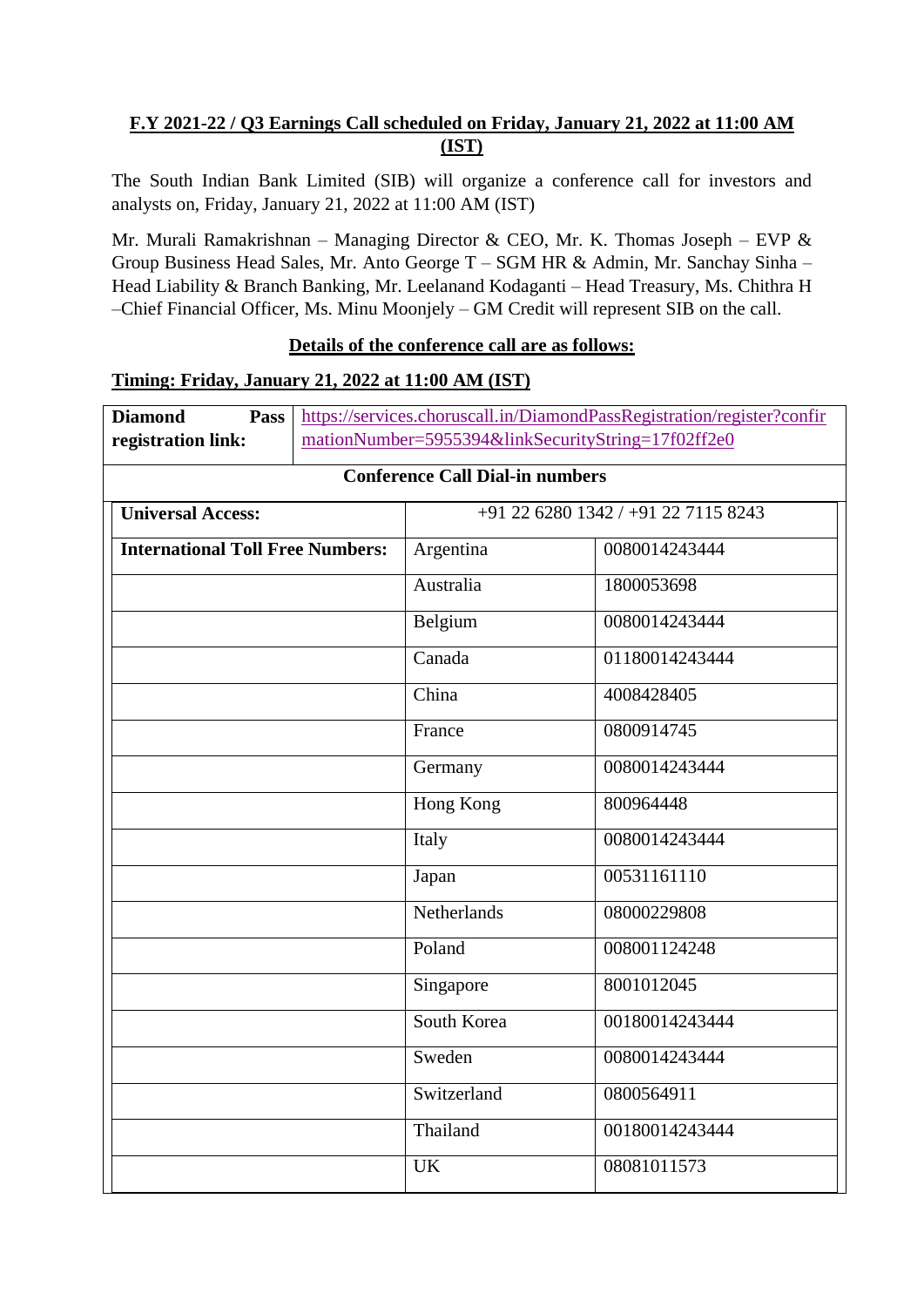## F.Y 2021-22 / Q3 Earnings Call scheduled on Friday, January 21, 2022 at 11:00 AM (IST)

The South Indian Bank Limited (SIB) will organize a conference call for investors and analysts on, Friday, January 21, 2022 at 11:00 AM (IST)

Mr. Murali Ramakrishnan – Managing Director & CEO, Mr. K. Thomas Joseph – EVP & Group Business Head Sales, Mr. Anto George T – SGM HR & Admin, Mr. Sanchay Sinha – Head Liability & Branch Banking, Mr. Leelanand Kodaganti – Head Treasury, Ms. Chithra H –Chief Financial Officer, Ms. Minu Moonjely – GM Credit will represent SIB on the call.

### Details of the conference call are as follows:

**Timing: Friday, January 21, 2022 at 11:00 AM (IST)**

| | | |
|---|---|---|
| **Diamond Pass registration link:** | https://services.choruscall.in/DiamondPassRegistration/register?confirmationNumber=5955394&linkSecurityString=17f02ff2e0 | |
| **Conference Call Dial-in numbers** | | |
| **Universal Access:** | +91 22 6280 1342 / +91 22 7115 8243 | |
| **International Toll Free Numbers:** | Argentina | 0080014243444 |
| | Australia | 1800053698 |
| | Belgium | 0080014243444 |
| | Canada | 01180014243444 |
| | China | 4008428405 |
| | France | 0800914745 |
| | Germany | 0080014243444 |
| | Hong Kong | 800964448 |
| | Italy | 0080014243444 |
| | Japan | 00531161110 |
| | Netherlands | 08000229808 |
| | Poland | 008001124248 |
| | Singapore | 8001012045 |
| | South Korea | 00180014243444 |
| | Sweden | 0080014243444 |
| | Switzerland | 0800564911 |
| | Thailand | 00180014243444 |
| | UK | 08081011573 |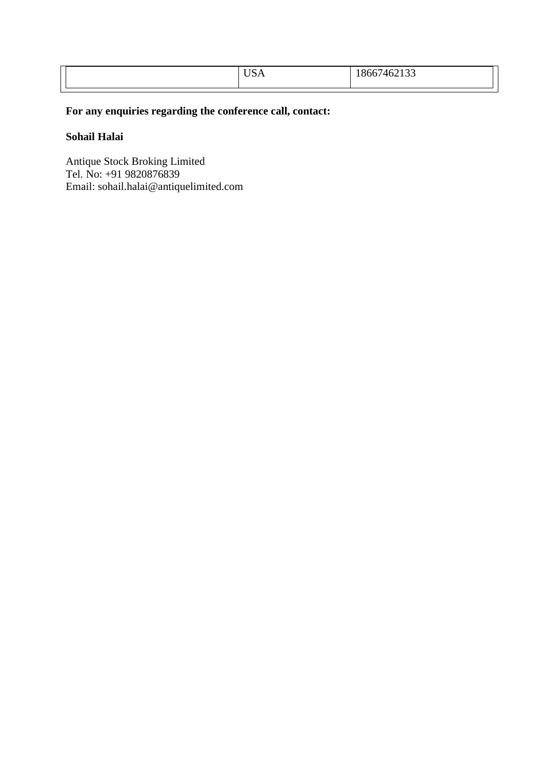| | | |
|---|---|---|
| | USA | 18667462133 |

**For any enquiries regarding the conference call, contact:**

**Sohail Halai**

Antique Stock Broking Limited
Tel. No: +91 9820876839
Email: sohail.halai@antiquelimited.com